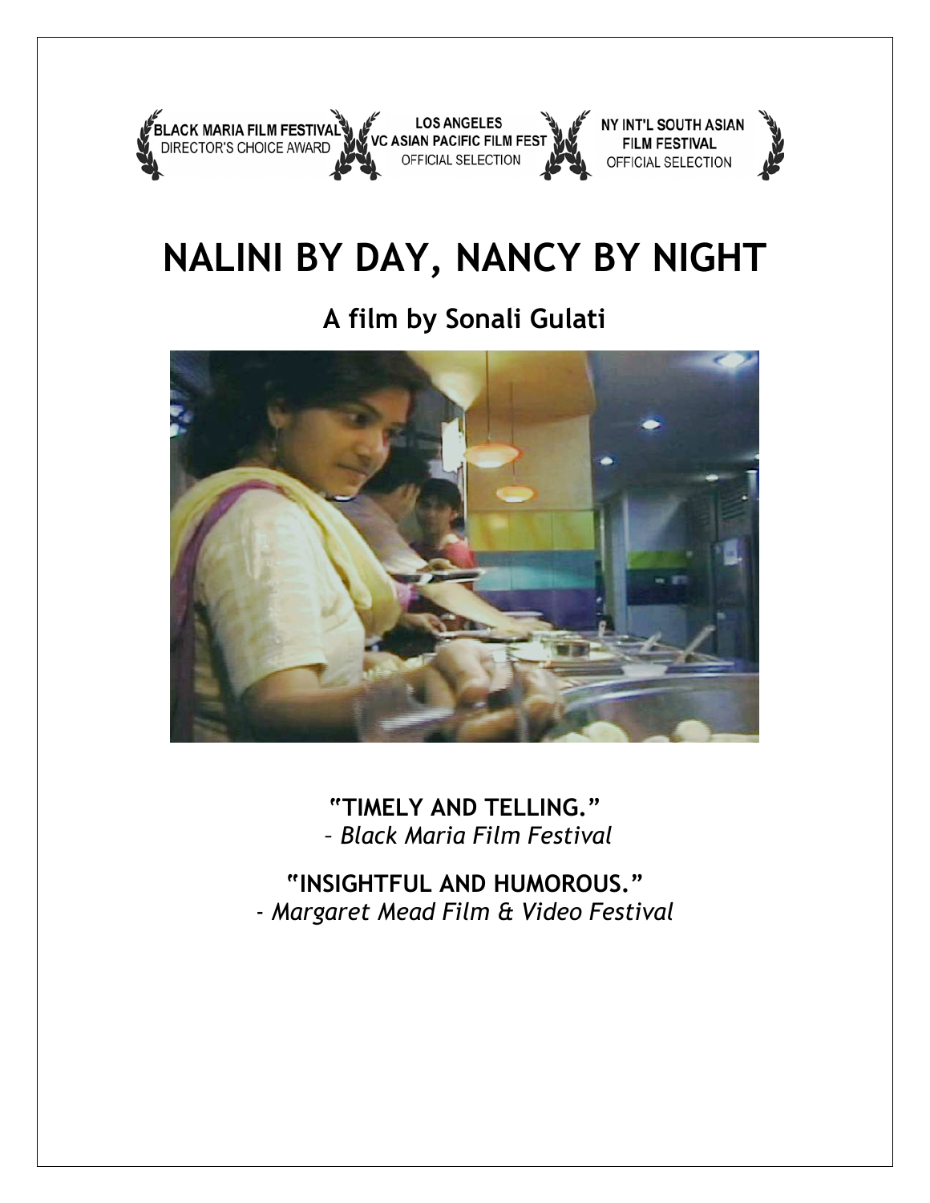BLACK MARIA FILM FESTIVAL
DIRECTOR'S CHOICE AWARD

LOS ANGELES
VC ASIAN PACIFIC FILM FEST
OFFICIAL SELECTION

NY INT'L SOUTH ASIAN
FILM FESTIVAL
OFFICIAL SELECTION

# NALINI BY DAY, NANCY BY NIGHT

## A film by Sonali Gulati

**"TIMELY AND TELLING."**
– *Black Maria Film Festival*

**"INSIGHTFUL AND HUMOROUS."**
- *Margaret Mead Film & Video Festival*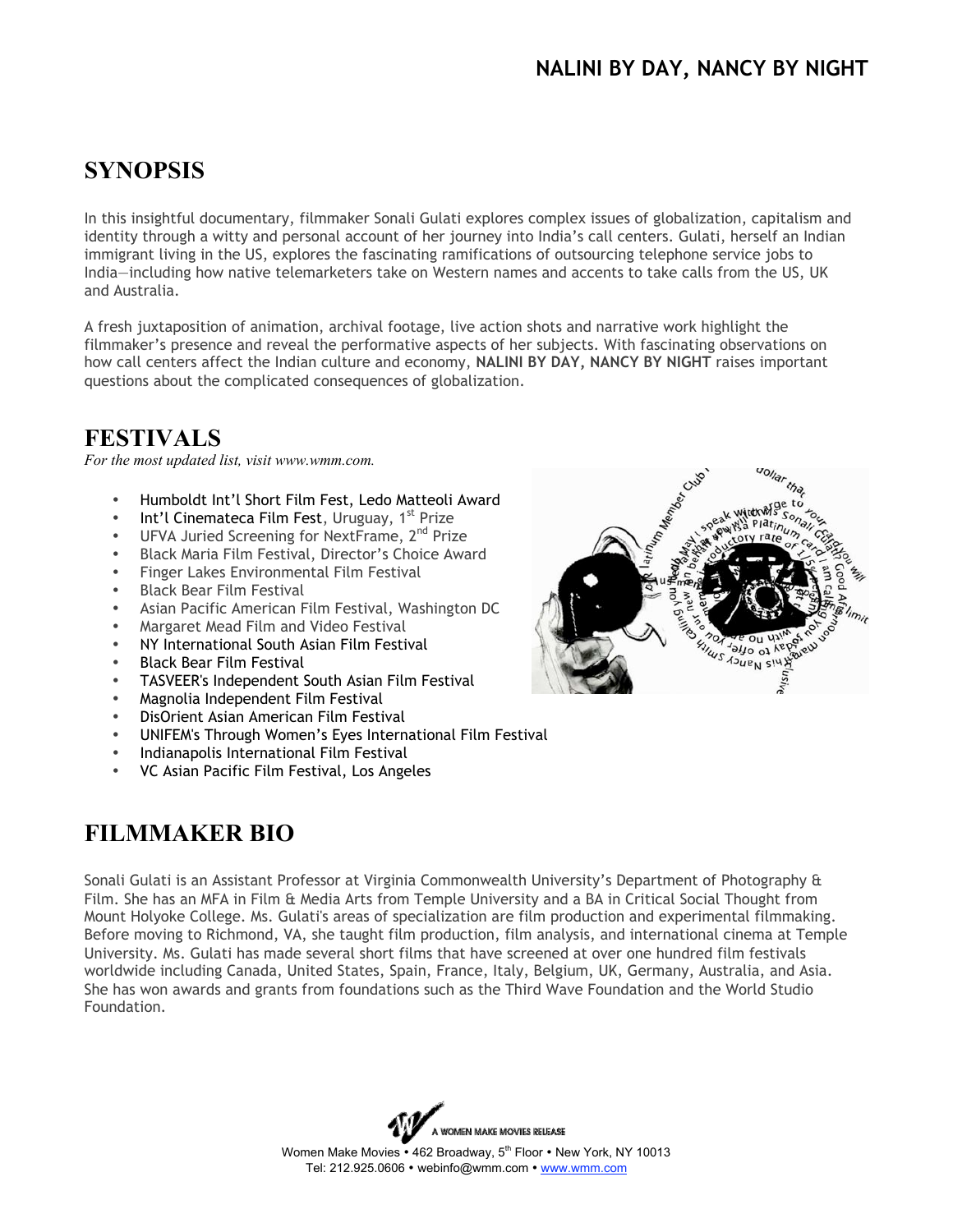## NALINI BY DAY, NANCY BY NIGHT

# SYNOPSIS

In this insightful documentary, filmmaker Sonali Gulati explores complex issues of globalization, capitalism and identity through a witty and personal account of her journey into India's call centers. Gulati, herself an Indian immigrant living in the US, explores the fascinating ramifications of outsourcing telephone service jobs to India—including how native telemarketers take on Western names and accents to take calls from the US, UK and Australia.

A fresh juxtaposition of animation, archival footage, live action shots and narrative work highlight the filmmaker's presence and reveal the performative aspects of her subjects. With fascinating observations on how call centers affect the Indian culture and economy, **NALINI BY DAY, NANCY BY NIGHT** raises important questions about the complicated consequences of globalization.

# FESTIVALS

*For the most updated list, visit www.wmm.com.*

- Humboldt Int'l Short Film Fest, Ledo Matteoli Award
- Int'l Cinemateca Film Fest, Uruguay, 1st Prize
- UFVA Juried Screening for NextFrame, 2nd Prize
- Black Maria Film Festival, Director's Choice Award
- Finger Lakes Environmental Film Festival
- Black Bear Film Festival
- Asian Pacific American Film Festival, Washington DC
- Margaret Mead Film and Video Festival
- NY International South Asian Film Festival
- Black Bear Film Festival
- TASVEER's Independent South Asian Film Festival
- Magnolia Independent Film Festival
- DisOrient Asian American Film Festival
- UNIFEM's Through Women's Eyes International Film Festival
- Indianapolis International Film Festival
- VC Asian Pacific Film Festival, Los Angeles

# FILMMAKER BIO

Sonali Gulati is an Assistant Professor at Virginia Commonwealth University's Department of Photography & Film. She has an MFA in Film & Media Arts from Temple University and a BA in Critical Social Thought from Mount Holyoke College. Ms. Gulati's areas of specialization are film production and experimental filmmaking. Before moving to Richmond, VA, she taught film production, film analysis, and international cinema at Temple University. Ms. Gulati has made several short films that have screened at over one hundred film festivals worldwide including Canada, United States, Spain, France, Italy, Belgium, UK, Germany, Australia, and Asia. She has won awards and grants from foundations such as the Third Wave Foundation and the World Studio Foundation.

A WOMEN MAKE MOVIES RELEASE

Women Make Movies • 462 Broadway, 5th Floor • New York, NY 10013
Tel: 212.925.0606 • webinfo@wmm.com • www.wmm.com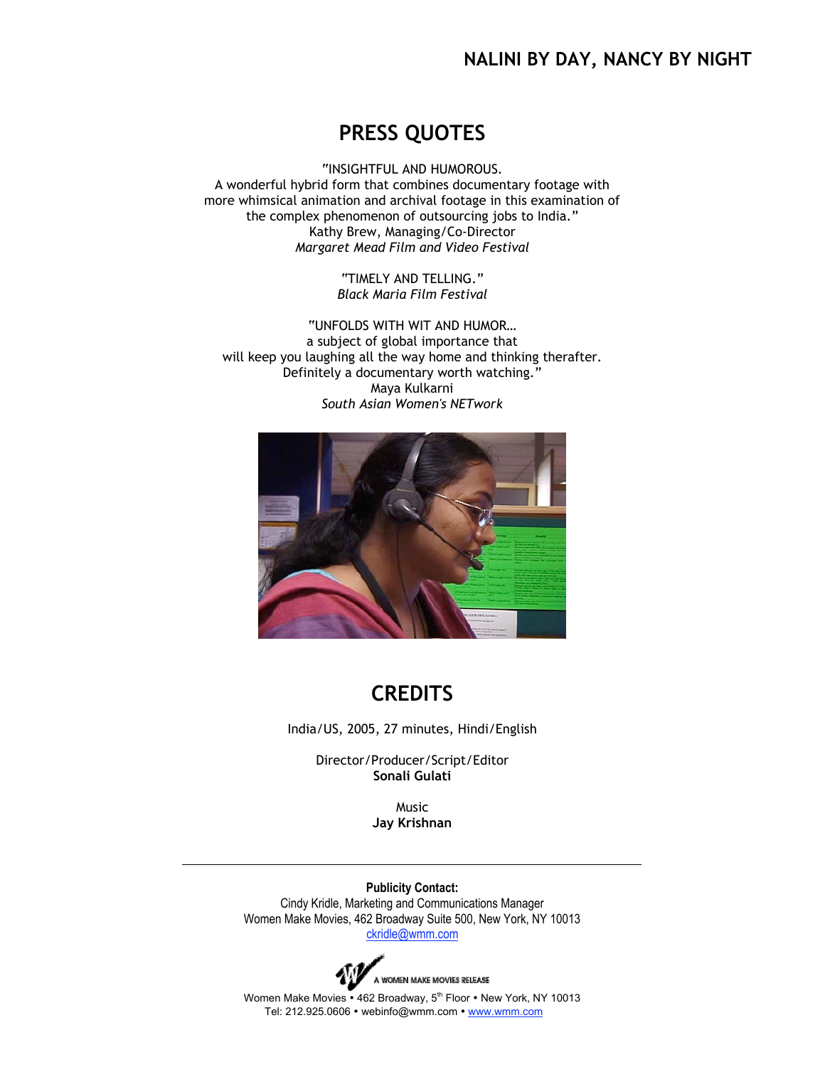# PRESS QUOTES

"INSIGHTFUL AND HUMOROUS.
A wonderful hybrid form that combines documentary footage with more whimsical animation and archival footage in this examination of the complex phenomenon of outsourcing jobs to India."
Kathy Brew, Managing/Co-Director
*Margaret Mead Film and Video Festival*

"TIMELY AND TELLING."
*Black Maria Film Festival*

"UNFOLDS WITH WIT AND HUMOR…
a subject of global importance that
will keep you laughing all the way home and thinking therafter.
Definitely a documentary worth watching."
Maya Kulkarni
*South Asian Women's NETwork*

# CREDITS

India/US, 2005, 27 minutes, Hindi/English

Director/Producer/Script/Editor
**Sonali Gulati**

Music
**Jay Krishnan**

---

**Publicity Contact:**
Cindy Kridle, Marketing and Communications Manager
Women Make Movies, 462 Broadway Suite 500, New York, NY 10013
ckridle@wmm.com

A WOMEN MAKE MOVIES RELEASE

Women Make Movies • 462 Broadway, 5th Floor • New York, NY 10013
Tel: 212.925.0606 • webinfo@wmm.com • www.wmm.com